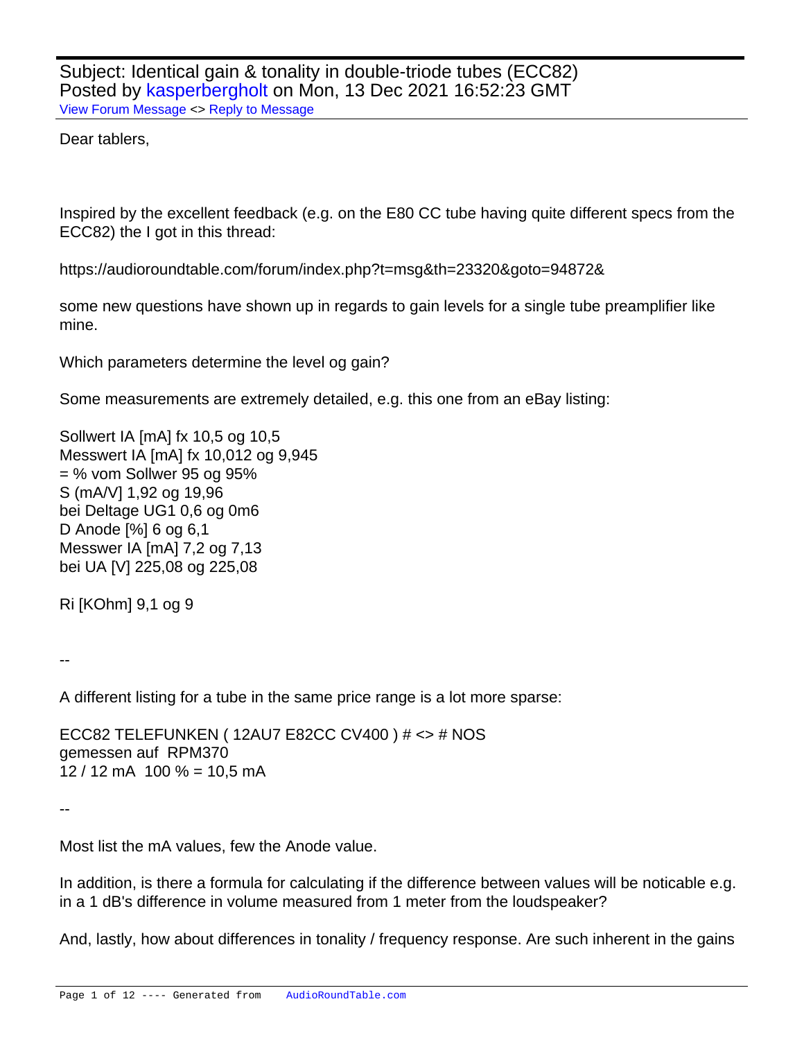Subject: Identical gain & tonality in double-triode tubes (ECC82)
Posted by kasperbergholt on Mon, 13 Dec 2021 16:52:23 GMT
View Forum Message <> Reply to Message

---

Dear tablers,

Inspired by the excellent feedback (e.g. on the E80 CC tube having quite different specs from the ECC82) the I got in this thread:

https://audioroundtable.com/forum/index.php?t=msg&th=23320&goto=94872&

some new questions have shown up in regards to gain levels for a single tube preamplifier like mine.

Which parameters determine the level og gain?

Some measurements are extremely detailed, e.g. this one from an eBay listing:

Sollwert IA [mA] fx 10,5 og 10,5
Messwert IA [mA] fx 10,012 og 9,945
= % vom Sollwer 95 og 95%
S (mA/V] 1,92 og 19,96
bei Deltage UG1 0,6 og 0m6
D Anode [%] 6 og 6,1
Messwer IA [mA] 7,2 og 7,13
bei UA [V] 225,08 og 225,08

Ri [KOhm] 9,1 og 9

--

A different listing for a tube in the same price range is a lot more sparse:

ECC82 TELEFUNKEN ( 12AU7 E82CC CV400 ) # <> # NOS
gemessen auf RPM370
12 / 12 mA 100 % = 10,5 mA

--

Most list the mA values, few the Anode value.

In addition, is there a formula for calculating if the difference between values will be noticable e.g. in a 1 dB's difference in volume measured from 1 meter from the loudspeaker?

And, lastly, how about differences in tonality / frequency response. Are such inherent in the gains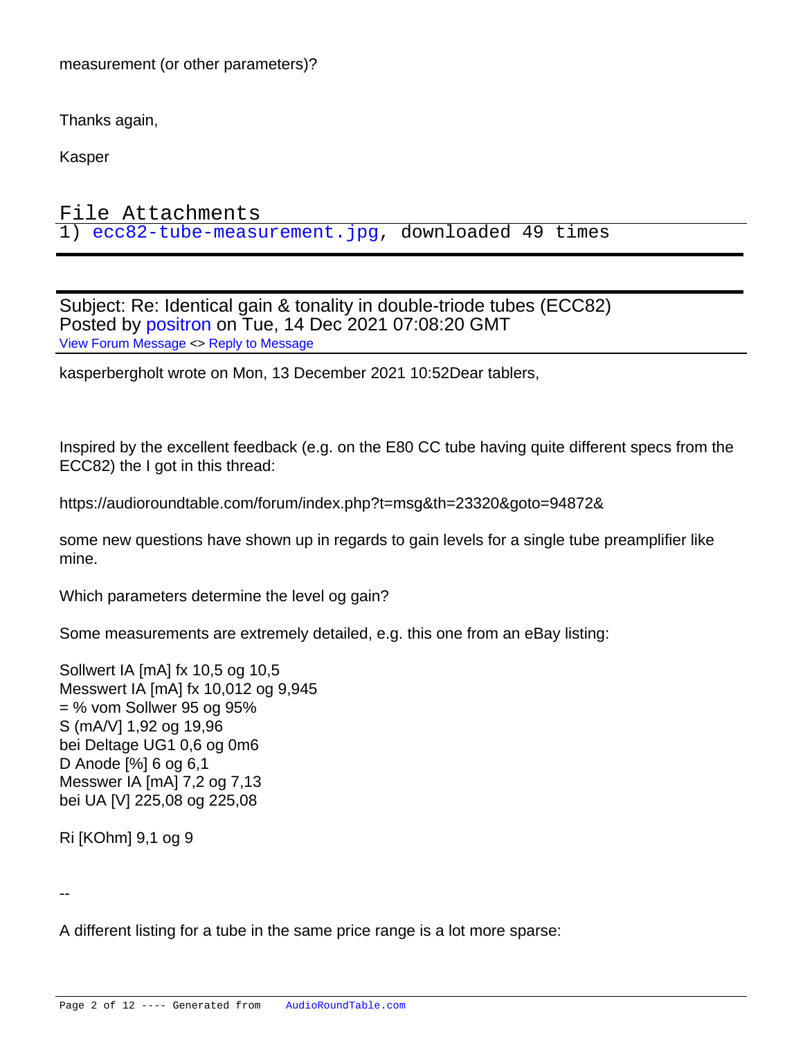measurement (or other parameters)?

Thanks again,

Kasper

## File Attachments

1) ecc82-tube-measurement.jpg, downloaded 49 times

---

Subject: Re: Identical gain & tonality in double-triode tubes (ECC82)
Posted by positron on Tue, 14 Dec 2021 07:08:20 GMT
View Forum Message <> Reply to Message

kasperbergholt wrote on Mon, 13 December 2021 10:52Dear tablers,

Inspired by the excellent feedback (e.g. on the E80 CC tube having quite different specs from the ECC82) the I got in this thread:

https://audioroundtable.com/forum/index.php?t=msg&th=23320&goto=94872&

some new questions have shown up in regards to gain levels for a single tube preamplifier like mine.

Which parameters determine the level og gain?

Some measurements are extremely detailed, e.g. this one from an eBay listing:

Sollwert IA [mA] fx 10,5 og 10,5
Messwert IA [mA] fx 10,012 og 9,945
= % vom Sollwer 95 og 95%
S (mA/V] 1,92 og 19,96
bei Deltage UG1 0,6 og 0m6
D Anode [%] 6 og 6,1
Messwer IA [mA] 7,2 og 7,13
bei UA [V] 225,08 og 225,08

Ri [KOhm] 9,1 og 9

--

A different listing for a tube in the same price range is a lot more sparse: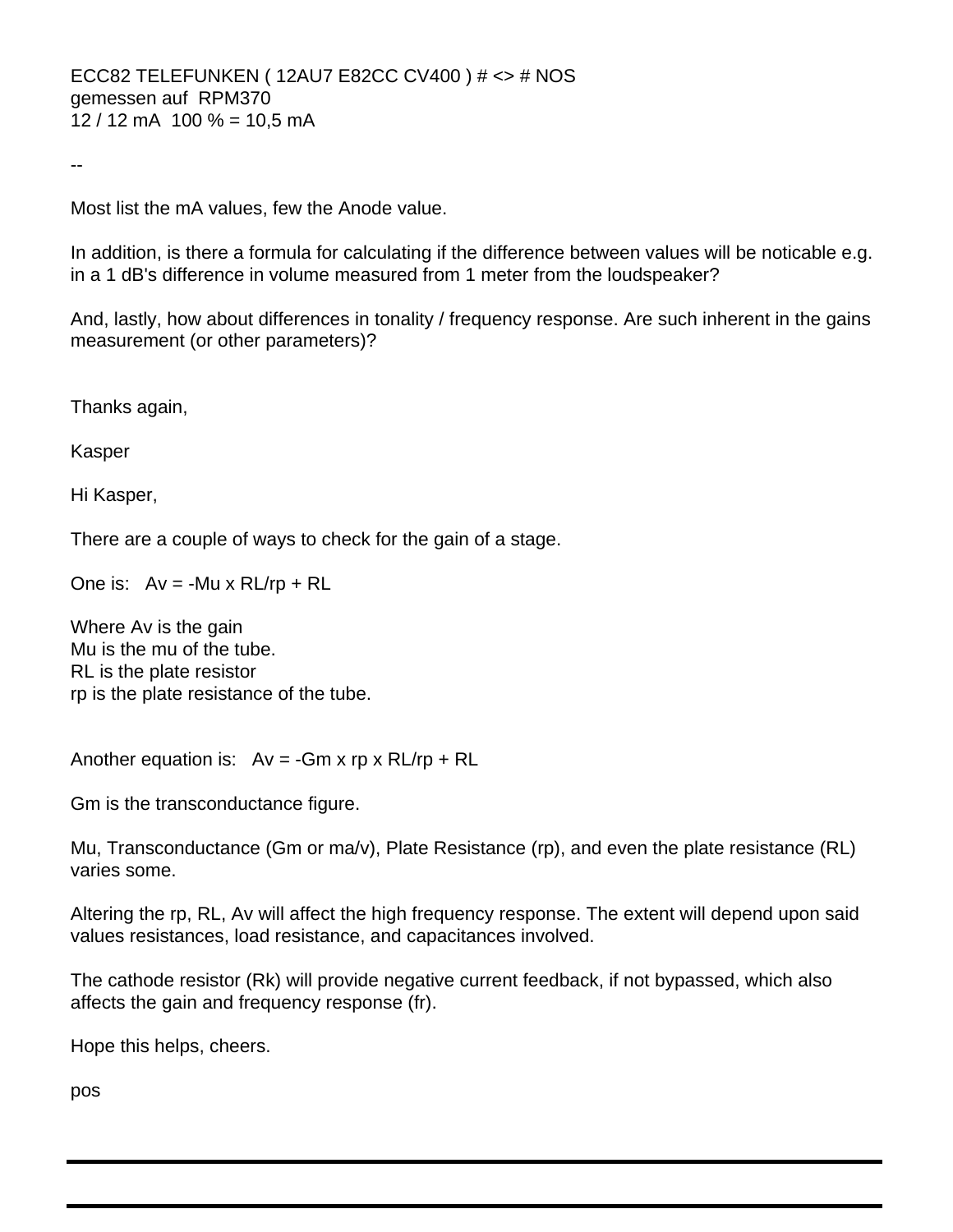ECC82 TELEFUNKEN ( 12AU7 E82CC CV400 ) # <> # NOS
gemessen auf RPM370
12 / 12 mA 100 % = 10,5 mA

--

Most list the mA values, few the Anode value.

In addition, is there a formula for calculating if the difference between values will be noticable e.g. in a 1 dB's difference in volume measured from 1 meter from the loudspeaker?

And, lastly, how about differences in tonality / frequency response. Are such inherent in the gains measurement (or other parameters)?

Thanks again,

Kasper

Hi Kasper,

There are a couple of ways to check for the gain of a stage.

One is: $Av = -Mu \times RL/rp + RL$

Where Av is the gain
Mu is the mu of the tube.
RL is the plate resistor
rp is the plate resistance of the tube.

Another equation is: $Av = -Gm \times rp \times RL/rp + RL$

Gm is the transconductance figure.

Mu, Transconductance (Gm or ma/v), Plate Resistance (rp), and even the plate resistance (RL) varies some.

Altering the rp, RL, Av will affect the high frequency response. The extent will depend upon said values resistances, load resistance, and capacitances involved.

The cathode resistor (Rk) will provide negative current feedback, if not bypassed, which also affects the gain and frequency response (fr).

Hope this helps, cheers.

pos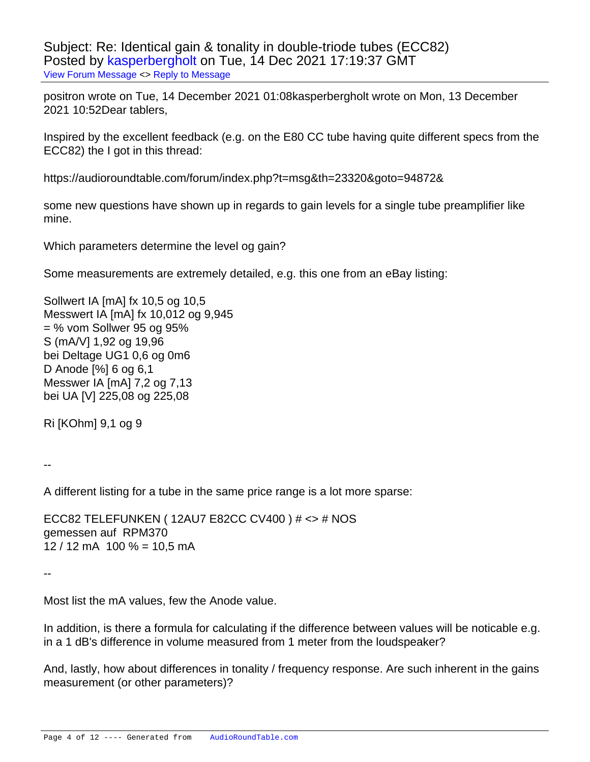Subject: Re: Identical gain & tonality in double-triode tubes (ECC82)
Posted by kasperbergholt on Tue, 14 Dec 2021 17:19:37 GMT
View Forum Message <> Reply to Message

positron wrote on Tue, 14 December 2021 01:08kasperbergholt wrote on Mon, 13 December 2021 10:52Dear tablers,

Inspired by the excellent feedback (e.g. on the E80 CC tube having quite different specs from the ECC82) the I got in this thread:

https://audioroundtable.com/forum/index.php?t=msg&th=23320&goto=94872&

some new questions have shown up in regards to gain levels for a single tube preamplifier like mine.

Which parameters determine the level og gain?

Some measurements are extremely detailed, e.g. this one from an eBay listing:

Sollwert IA [mA] fx 10,5 og 10,5
Messwert IA [mA] fx 10,012 og 9,945
= % vom Sollwer 95 og 95%
S (mA/V] 1,92 og 19,96
bei Deltage UG1 0,6 og 0m6
D Anode [%] 6 og 6,1
Messwer IA [mA] 7,2 og 7,13
bei UA [V] 225,08 og 225,08

Ri [KOhm] 9,1 og 9

--

A different listing for a tube in the same price range is a lot more sparse:

ECC82 TELEFUNKEN ( 12AU7 E82CC CV400 ) # <> # NOS
gemessen auf  RPM370
12 / 12 mA  100 % = 10,5 mA

--

Most list the mA values, few the Anode value.

In addition, is there a formula for calculating if the difference between values will be noticable e.g. in a 1 dB's difference in volume measured from 1 meter from the loudspeaker?

And, lastly, how about differences in tonality / frequency response. Are such inherent in the gains measurement (or other parameters)?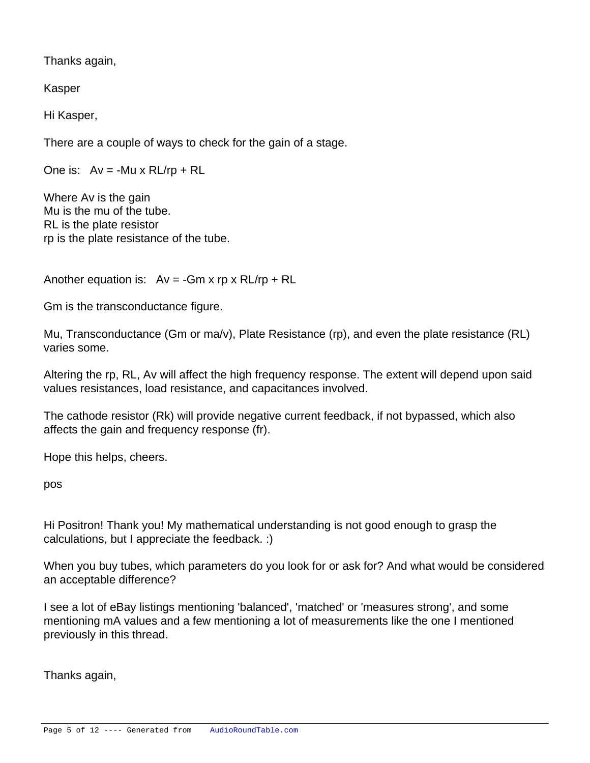Thanks again,

Kasper

Hi Kasper,

There are a couple of ways to check for the gain of a stage.

One is: $Av = -Mu \times RL/rp + RL$

Where Av is the gain  
Mu is the mu of the tube.  
RL is the plate resistor  
rp is the plate resistance of the tube.

Another equation is: $Av = -Gm \times rp \times RL/rp + RL$

Gm is the transconductance figure.

Mu, Transconductance (Gm or ma/v), Plate Resistance (rp), and even the plate resistance (RL) varies some.

Altering the rp, RL, Av will affect the high frequency response. The extent will depend upon said values resistances, load resistance, and capacitances involved.

The cathode resistor (Rk) will provide negative current feedback, if not bypassed, which also affects the gain and frequency response (fr).

Hope this helps, cheers.

pos

Hi Positron! Thank you! My mathematical understanding is not good enough to grasp the calculations, but I appreciate the feedback. :)

When you buy tubes, which parameters do you look for or ask for? And what would be considered an acceptable difference?

I see a lot of eBay listings mentioning 'balanced', 'matched' or 'measures strong', and some mentioning mA values and a few mentioning a lot of measurements like the one I mentioned previously in this thread.

Thanks again,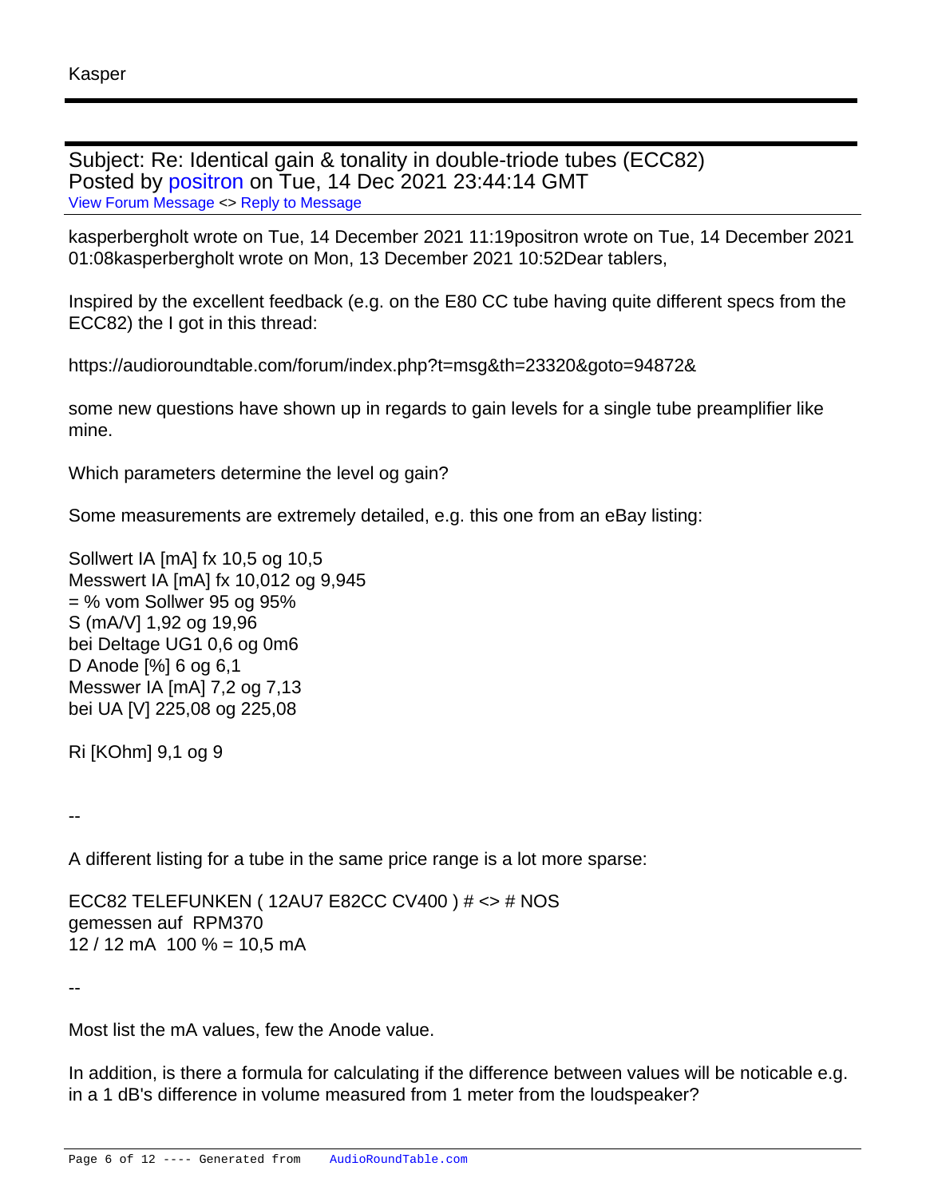Kasper

---

Subject: Re: Identical gain & tonality in double-triode tubes (ECC82)
Posted by positron on Tue, 14 Dec 2021 23:44:14 GMT
View Forum Message <> Reply to Message

---

kasperbergholt wrote on Tue, 14 December 2021 11:19positron wrote on Tue, 14 December 2021 01:08kasperbergholt wrote on Mon, 13 December 2021 10:52Dear tablers,

Inspired by the excellent feedback (e.g. on the E80 CC tube having quite different specs from the ECC82) the I got in this thread:

https://audioroundtable.com/forum/index.php?t=msg&th=23320&goto=94872&

some new questions have shown up in regards to gain levels for a single tube preamplifier like mine.

Which parameters determine the level og gain?

Some measurements are extremely detailed, e.g. this one from an eBay listing:

Sollwert IA [mA] fx 10,5 og 10,5
Messwert IA [mA] fx 10,012 og 9,945
= % vom Sollwer 95 og 95%
S (mA/V] 1,92 og 19,96
bei Deltage UG1 0,6 og 0m6
D Anode [%] 6 og 6,1
Messwer IA [mA] 7,2 og 7,13
bei UA [V] 225,08 og 225,08

Ri [KOhm] 9,1 og 9

--

A different listing for a tube in the same price range is a lot more sparse:

ECC82 TELEFUNKEN ( 12AU7 E82CC CV400 ) # <> # NOS
gemessen auf  RPM370
12 / 12 mA  100 % = 10,5 mA

--

Most list the mA values, few the Anode value.

In addition, is there a formula for calculating if the difference between values will be noticable e.g. in a 1 dB's difference in volume measured from 1 meter from the loudspeaker?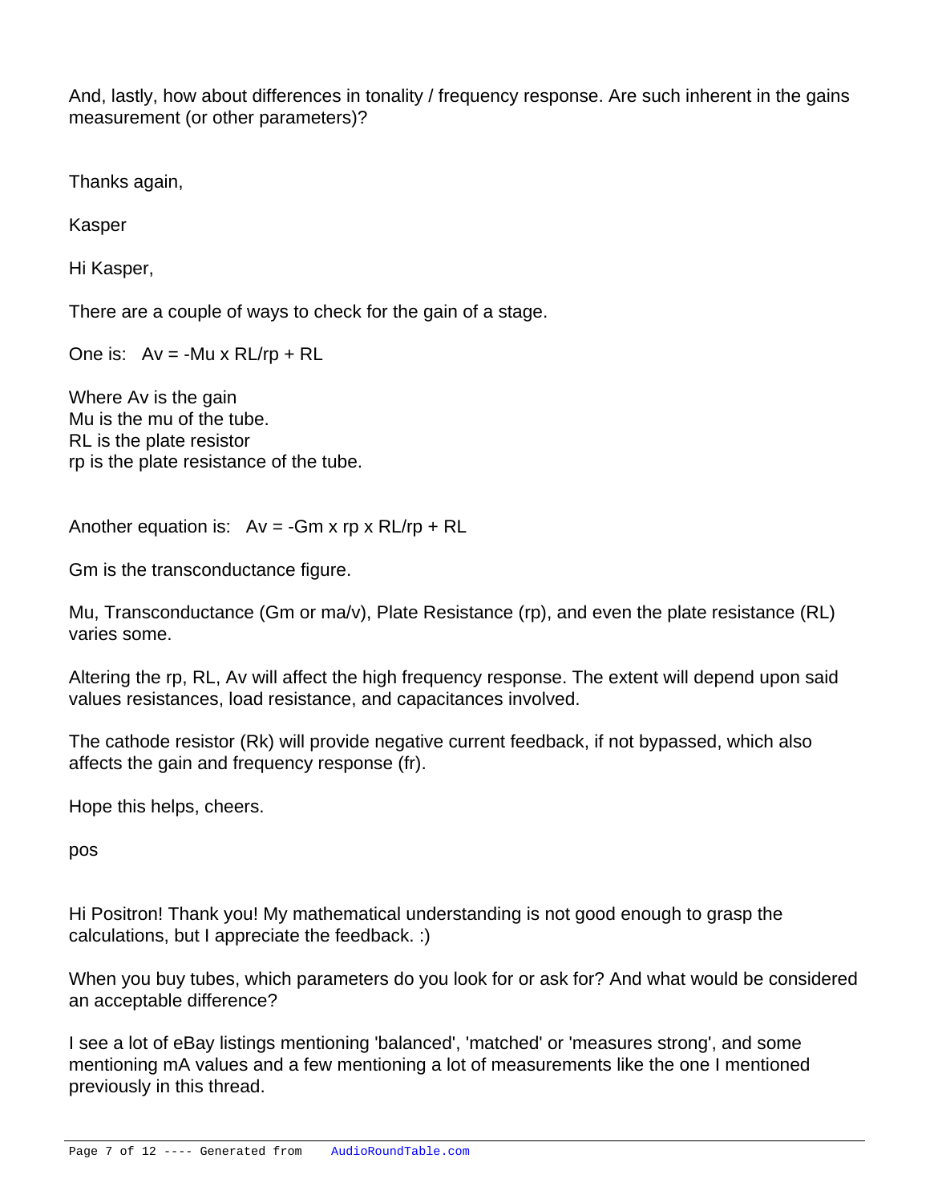And, lastly, how about differences in tonality / frequency response. Are such inherent in the gains measurement (or other parameters)?

Thanks again,

Kasper

Hi Kasper,

There are a couple of ways to check for the gain of a stage.

One is: $Av = -Mu \times RL/rp + RL$

Where Av is the gain  
Mu is the mu of the tube.  
RL is the plate resistor  
rp is the plate resistance of the tube.

Another equation is: $Av = -Gm \times rp \times RL/rp + RL$

Gm is the transconductance figure.

Mu, Transconductance (Gm or ma/v), Plate Resistance (rp), and even the plate resistance (RL) varies some.

Altering the rp, RL, Av will affect the high frequency response. The extent will depend upon said values resistances, load resistance, and capacitances involved.

The cathode resistor (Rk) will provide negative current feedback, if not bypassed, which also affects the gain and frequency response (fr).

Hope this helps, cheers.

pos

Hi Positron! Thank you! My mathematical understanding is not good enough to grasp the calculations, but I appreciate the feedback. :)

When you buy tubes, which parameters do you look for or ask for? And what would be considered an acceptable difference?

I see a lot of eBay listings mentioning 'balanced', 'matched' or 'measures strong', and some mentioning mA values and a few mentioning a lot of measurements like the one I mentioned previously in this thread.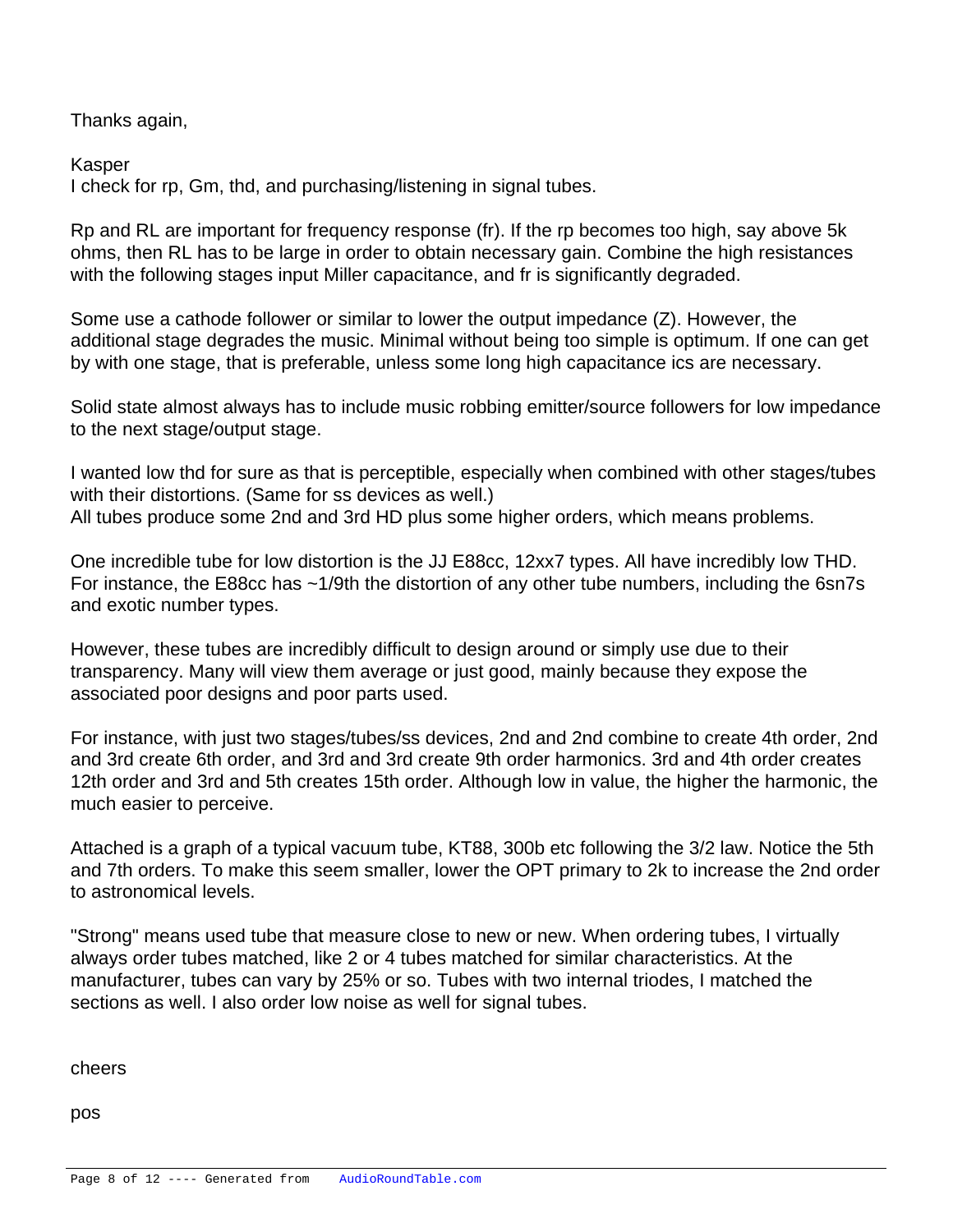Thanks again,

Kasper
I check for rp, Gm, thd, and purchasing/listening in signal tubes.

Rp and RL are important for frequency response (fr). If the rp becomes too high, say above 5k ohms, then RL has to be large in order to obtain necessary gain. Combine the high resistances with the following stages input Miller capacitance, and fr is significantly degraded.

Some use a cathode follower or similar to lower the output impedance (Z). However, the additional stage degrades the music. Minimal without being too simple is optimum. If one can get by with one stage, that is preferable, unless some long high capacitance ics are necessary.

Solid state almost always has to include music robbing emitter/source followers for low impedance to the next stage/output stage.

I wanted low thd for sure as that is perceptible, especially when combined with other stages/tubes with their distortions. (Same for ss devices as well.)
All tubes produce some 2nd and 3rd HD plus some higher orders, which means problems.

One incredible tube for low distortion is the JJ E88cc, 12xx7 types. All have incredibly low THD. For instance, the E88cc has ~1/9th the distortion of any other tube numbers, including the 6sn7s and exotic number types.

However, these tubes are incredibly difficult to design around or simply use due to their transparency. Many will view them average or just good, mainly because they expose the associated poor designs and poor parts used.

For instance, with just two stages/tubes/ss devices, 2nd and 2nd combine to create 4th order, 2nd and 3rd create 6th order, and 3rd and 3rd create 9th order harmonics. 3rd and 4th order creates 12th order and 3rd and 5th creates 15th order. Although low in value, the higher the harmonic, the much easier to perceive.

Attached is a graph of a typical vacuum tube, KT88, 300b etc following the 3/2 law. Notice the 5th and 7th orders. To make this seem smaller, lower the OPT primary to 2k to increase the 2nd order to astronomical levels.

"Strong" means used tube that measure close to new or new. When ordering tubes, I virtually always order tubes matched, like 2 or 4 tubes matched for similar characteristics. At the manufacturer, tubes can vary by 25% or so. Tubes with two internal triodes, I matched the sections as well. I also order low noise as well for signal tubes.

cheers

pos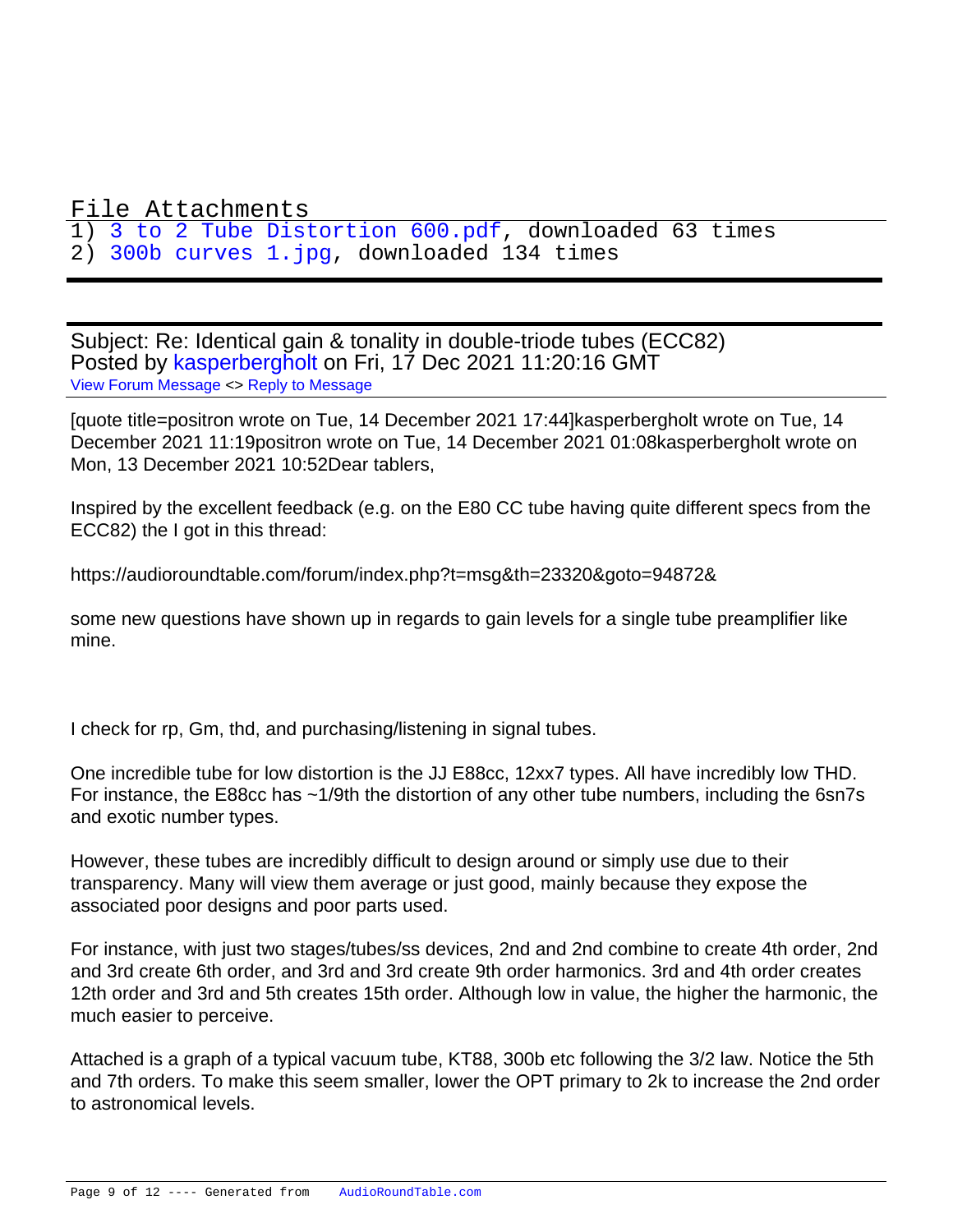File Attachments

1) 3 to 2 Tube Distortion 600.pdf, downloaded 63 times
2) 300b curves 1.jpg, downloaded 134 times

---

Subject: Re: Identical gain & tonality in double-triode tubes (ECC82)
Posted by kasperbergholt on Fri, 17 Dec 2021 11:20:16 GMT
View Forum Message <> Reply to Message

[quote title=positron wrote on Tue, 14 December 2021 17:44]kasperbergholt wrote on Tue, 14 December 2021 11:19positron wrote on Tue, 14 December 2021 01:08kasperbergholt wrote on Mon, 13 December 2021 10:52Dear tablers,

Inspired by the excellent feedback (e.g. on the E80 CC tube having quite different specs from the ECC82) the I got in this thread:

https://audioroundtable.com/forum/index.php?t=msg&th=23320&goto=94872&

some new questions have shown up in regards to gain levels for a single tube preamplifier like mine.

I check for rp, Gm, thd, and purchasing/listening in signal tubes.

One incredible tube for low distortion is the JJ E88cc, 12xx7 types. All have incredibly low THD. For instance, the E88cc has ~1/9th the distortion of any other tube numbers, including the 6sn7s and exotic number types.

However, these tubes are incredibly difficult to design around or simply use due to their transparency. Many will view them average or just good, mainly because they expose the associated poor designs and poor parts used.

For instance, with just two stages/tubes/ss devices, 2nd and 2nd combine to create 4th order, 2nd and 3rd create 6th order, and 3rd and 3rd create 9th order harmonics. 3rd and 4th order creates 12th order and 3rd and 5th creates 15th order. Although low in value, the higher the harmonic, the much easier to perceive.

Attached is a graph of a typical vacuum tube, KT88, 300b etc following the 3/2 law. Notice the 5th and 7th orders. To make this seem smaller, lower the OPT primary to 2k to increase the 2nd order to astronomical levels.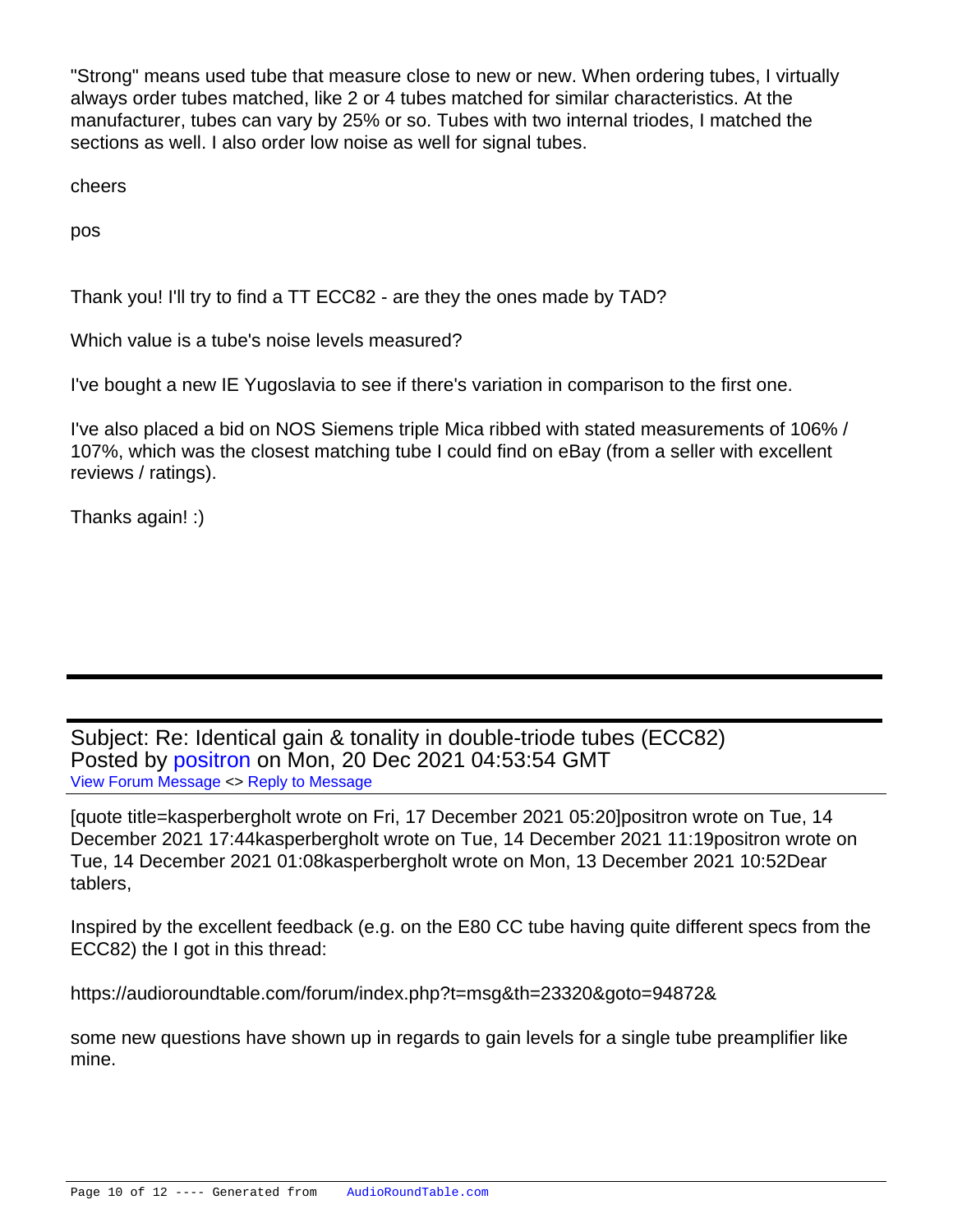"Strong" means used tube that measure close to new or new. When ordering tubes, I virtually always order tubes matched, like 2 or 4 tubes matched for similar characteristics. At the manufacturer, tubes can vary by 25% or so. Tubes with two internal triodes, I matched the sections as well. I also order low noise as well for signal tubes.

cheers

pos

Thank you! I'll try to find a TT ECC82 - are they the ones made by TAD?

Which value is a tube's noise levels measured?

I've bought a new IE Yugoslavia to see if there's variation in comparison to the first one.

I've also placed a bid on NOS Siemens triple Mica ribbed with stated measurements of 106% / 107%, which was the closest matching tube I could find on eBay (from a seller with excellent reviews / ratings).

Thanks again! :)

---

Subject: Re: Identical gain & tonality in double-triode tubes (ECC82)
Posted by positron on Mon, 20 Dec 2021 04:53:54 GMT
View Forum Message <> Reply to Message

[quote title=kasperbergholt wrote on Fri, 17 December 2021 05:20]positron wrote on Tue, 14 December 2021 17:44kasperbergholt wrote on Tue, 14 December 2021 11:19positron wrote on Tue, 14 December 2021 01:08kasperbergholt wrote on Mon, 13 December 2021 10:52Dear tablers,

Inspired by the excellent feedback (e.g. on the E80 CC tube having quite different specs from the ECC82) the I got in this thread:

https://audioroundtable.com/forum/index.php?t=msg&th=23320&goto=94872&

some new questions have shown up in regards to gain levels for a single tube preamplifier like mine.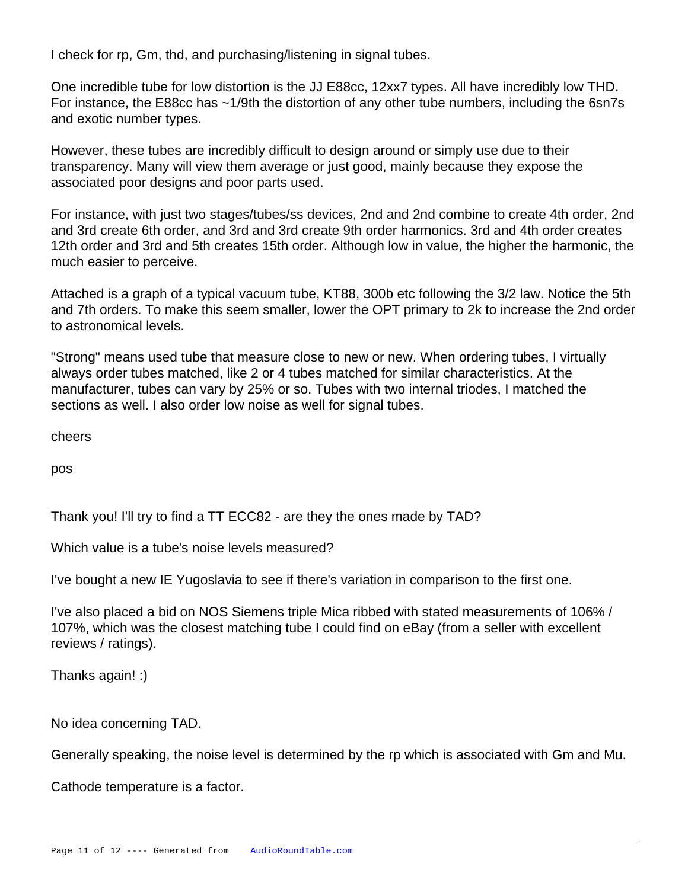I check for rp, Gm, thd, and purchasing/listening in signal tubes.

One incredible tube for low distortion is the JJ E88cc, 12xx7 types. All have incredibly low THD. For instance, the E88cc has ~1/9th the distortion of any other tube numbers, including the 6sn7s and exotic number types.

However, these tubes are incredibly difficult to design around or simply use due to their transparency. Many will view them average or just good, mainly because they expose the associated poor designs and poor parts used.

For instance, with just two stages/tubes/ss devices, 2nd and 2nd combine to create 4th order, 2nd and 3rd create 6th order, and 3rd and 3rd create 9th order harmonics. 3rd and 4th order creates 12th order and 3rd and 5th creates 15th order. Although low in value, the higher the harmonic, the much easier to perceive.

Attached is a graph of a typical vacuum tube, KT88, 300b etc following the 3/2 law. Notice the 5th and 7th orders. To make this seem smaller, lower the OPT primary to 2k to increase the 2nd order to astronomical levels.

"Strong" means used tube that measure close to new or new. When ordering tubes, I virtually always order tubes matched, like 2 or 4 tubes matched for similar characteristics. At the manufacturer, tubes can vary by 25% or so. Tubes with two internal triodes, I matched the sections as well. I also order low noise as well for signal tubes.

cheers

pos

Thank you! I'll try to find a TT ECC82 - are they the ones made by TAD?

Which value is a tube's noise levels measured?

I've bought a new IE Yugoslavia to see if there's variation in comparison to the first one.

I've also placed a bid on NOS Siemens triple Mica ribbed with stated measurements of 106% / 107%, which was the closest matching tube I could find on eBay (from a seller with excellent reviews / ratings).

Thanks again! :)

No idea concerning TAD.

Generally speaking, the noise level is determined by the rp which is associated with Gm and Mu.

Cathode temperature is a factor.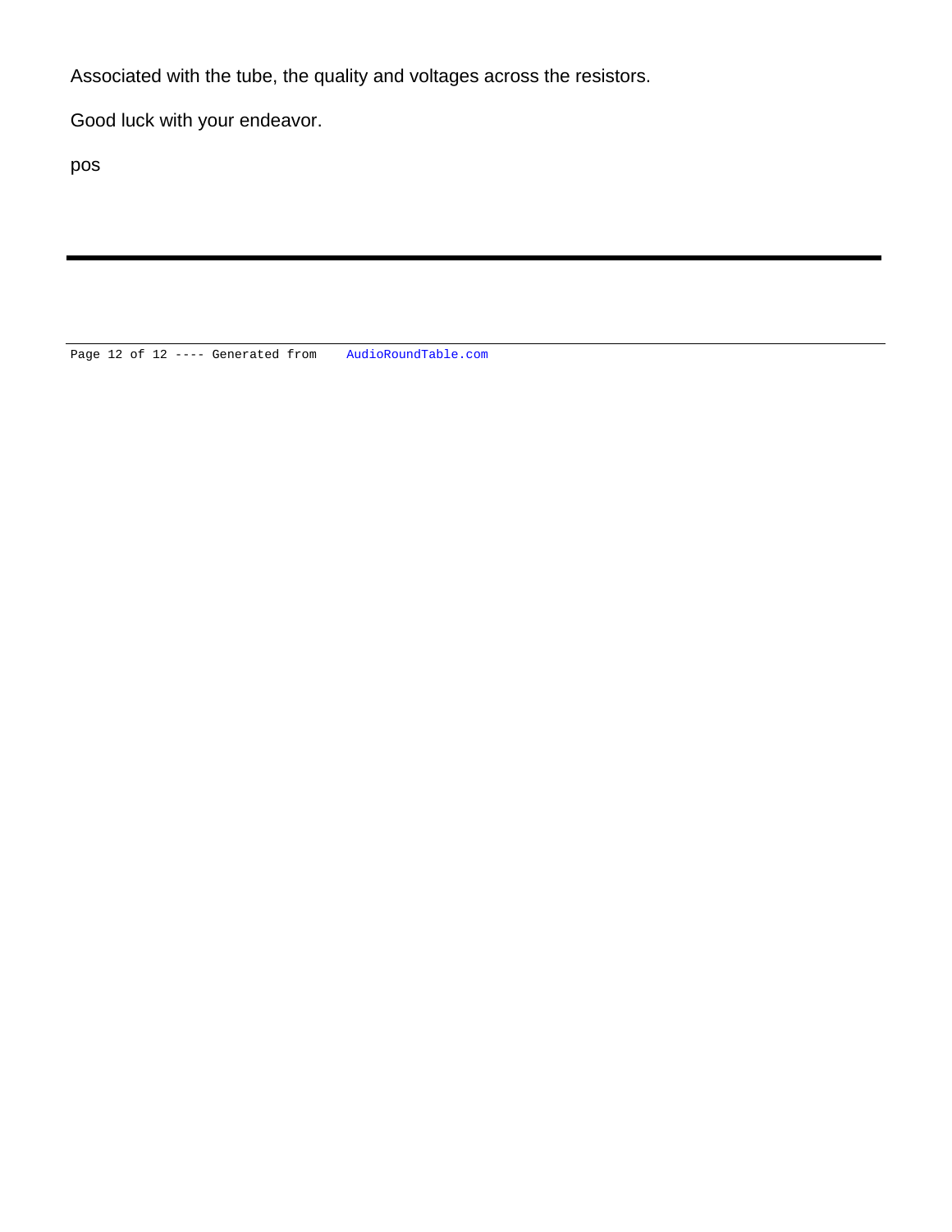Associated with the tube, the quality and voltages across the resistors.

Good luck with your endeavor.

pos

---